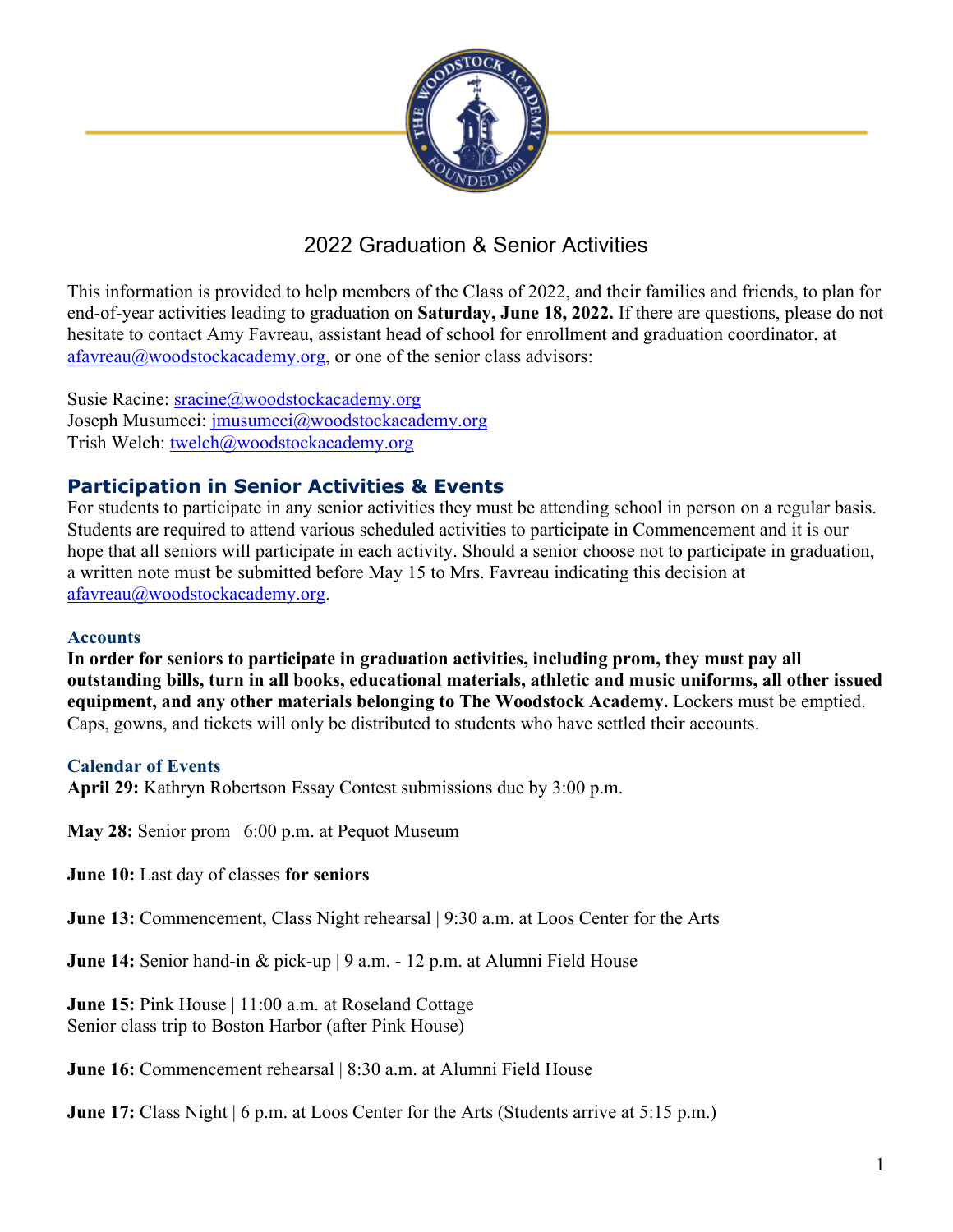# 2022 Graduation & Senior Activities

This information is provided to help members of the Class of 2022, and their families and friends, to plan for end-of-year activities leading to graduation on **Saturday, June 18, 2022.** If there are questions, please do not hesitate to contact Amy Favreau, assistant head of school for enrollment and graduation coordinator, at afavreau@woodstockacademy.org, or one of the senior class advisors:

Susie Racine: sracine@woodstockacademy.org
Joseph Musumeci: jmusumeci@woodstockacademy.org
Trish Welch: twelch@woodstockacademy.org

## Participation in Senior Activities & Events

For students to participate in any senior activities they must be attending school in person on a regular basis. Students are required to attend various scheduled activities to participate in Commencement and it is our hope that all seniors will participate in each activity. Should a senior choose not to participate in graduation, a written note must be submitted before May 15 to Mrs. Favreau indicating this decision at afavreau@woodstockacademy.org.

### Accounts

**In order for seniors to participate in graduation activities, including prom, they must pay all outstanding bills, turn in all books, educational materials, athletic and music uniforms, all other issued equipment, and any other materials belonging to The Woodstock Academy.** Lockers must be emptied. Caps, gowns, and tickets will only be distributed to students who have settled their accounts.

### Calendar of Events

**April 29:** Kathryn Robertson Essay Contest submissions due by 3:00 p.m.

**May 28:** Senior prom | 6:00 p.m. at Pequot Museum

**June 10:** Last day of classes **for seniors**

**June 13:** Commencement, Class Night rehearsal | 9:30 a.m. at Loos Center for the Arts

**June 14:** Senior hand-in & pick-up | 9 a.m. - 12 p.m. at Alumni Field House

**June 15:** Pink House | 11:00 a.m. at Roseland Cottage
Senior class trip to Boston Harbor (after Pink House)

**June 16:** Commencement rehearsal | 8:30 a.m. at Alumni Field House

**June 17:** Class Night | 6 p.m. at Loos Center for the Arts (Students arrive at 5:15 p.m.)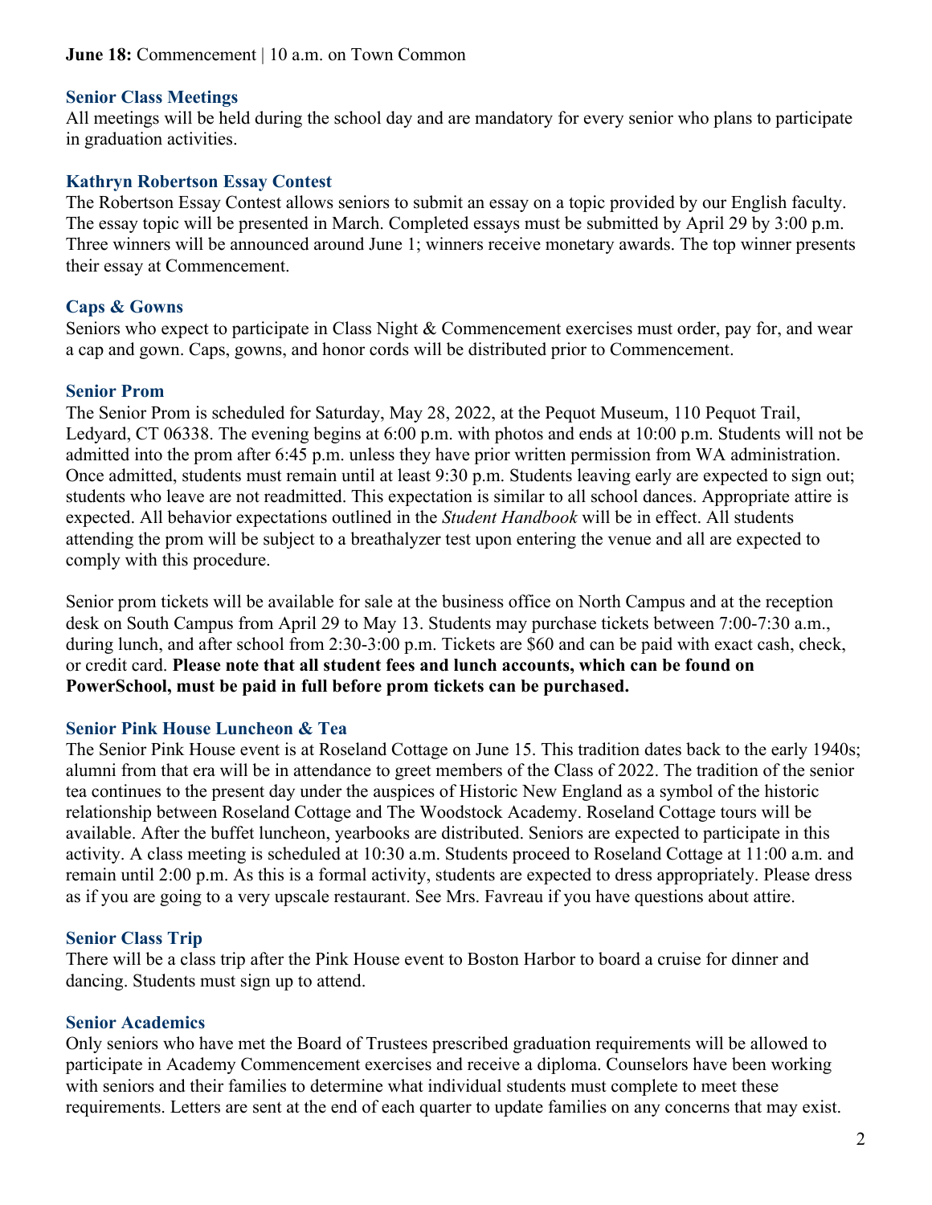**June 18:** Commencement | 10 a.m. on Town Common

### Senior Class Meetings

All meetings will be held during the school day and are mandatory for every senior who plans to participate in graduation activities.

### Kathryn Robertson Essay Contest

The Robertson Essay Contest allows seniors to submit an essay on a topic provided by our English faculty. The essay topic will be presented in March. Completed essays must be submitted by April 29 by 3:00 p.m. Three winners will be announced around June 1; winners receive monetary awards. The top winner presents their essay at Commencement.

### Caps & Gowns

Seniors who expect to participate in Class Night & Commencement exercises must order, pay for, and wear a cap and gown. Caps, gowns, and honor cords will be distributed prior to Commencement.

### Senior Prom

The Senior Prom is scheduled for Saturday, May 28, 2022, at the Pequot Museum, 110 Pequot Trail, Ledyard, CT 06338. The evening begins at 6:00 p.m. with photos and ends at 10:00 p.m. Students will not be admitted into the prom after 6:45 p.m. unless they have prior written permission from WA administration. Once admitted, students must remain until at least 9:30 p.m. Students leaving early are expected to sign out; students who leave are not readmitted. This expectation is similar to all school dances. Appropriate attire is expected. All behavior expectations outlined in the *Student Handbook* will be in effect. All students attending the prom will be subject to a breathalyzer test upon entering the venue and all are expected to comply with this procedure.

Senior prom tickets will be available for sale at the business office on North Campus and at the reception desk on South Campus from April 29 to May 13. Students may purchase tickets between 7:00-7:30 a.m., during lunch, and after school from 2:30-3:00 p.m. Tickets are $60 and can be paid with exact cash, check, or credit card. **Please note that all student fees and lunch accounts, which can be found on PowerSchool, must be paid in full before prom tickets can be purchased.**

### Senior Pink House Luncheon & Tea

The Senior Pink House event is at Roseland Cottage on June 15. This tradition dates back to the early 1940s; alumni from that era will be in attendance to greet members of the Class of 2022. The tradition of the senior tea continues to the present day under the auspices of Historic New England as a symbol of the historic relationship between Roseland Cottage and The Woodstock Academy. Roseland Cottage tours will be available. After the buffet luncheon, yearbooks are distributed. Seniors are expected to participate in this activity. A class meeting is scheduled at 10:30 a.m. Students proceed to Roseland Cottage at 11:00 a.m. and remain until 2:00 p.m. As this is a formal activity, students are expected to dress appropriately. Please dress as if you are going to a very upscale restaurant. See Mrs. Favreau if you have questions about attire.

### Senior Class Trip

There will be a class trip after the Pink House event to Boston Harbor to board a cruise for dinner and dancing. Students must sign up to attend.

### Senior Academics

Only seniors who have met the Board of Trustees prescribed graduation requirements will be allowed to participate in Academy Commencement exercises and receive a diploma. Counselors have been working with seniors and their families to determine what individual students must complete to meet these requirements. Letters are sent at the end of each quarter to update families on any concerns that may exist.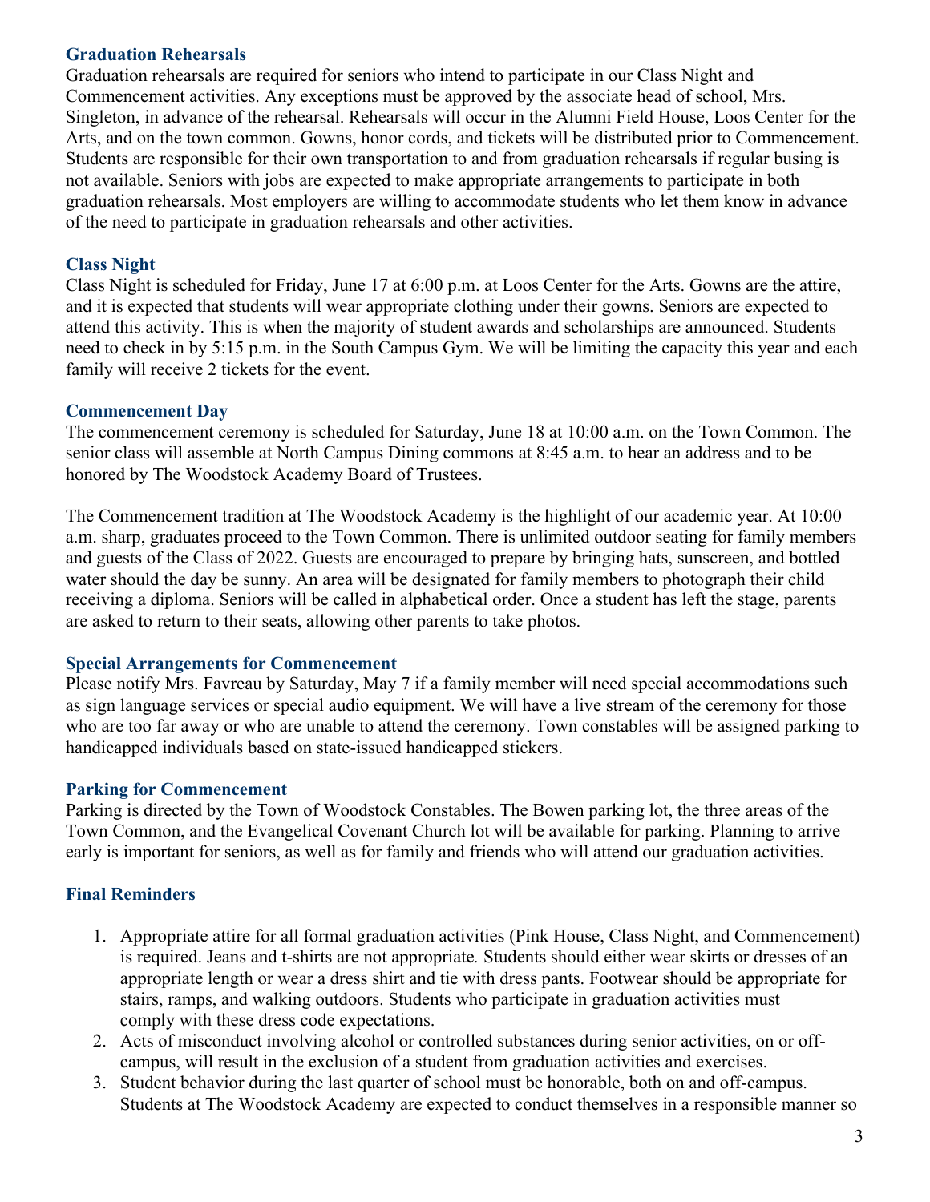### Graduation Rehearsals

Graduation rehearsals are required for seniors who intend to participate in our Class Night and Commencement activities. Any exceptions must be approved by the associate head of school, Mrs. Singleton, in advance of the rehearsal. Rehearsals will occur in the Alumni Field House, Loos Center for the Arts, and on the town common. Gowns, honor cords, and tickets will be distributed prior to Commencement. Students are responsible for their own transportation to and from graduation rehearsals if regular busing is not available. Seniors with jobs are expected to make appropriate arrangements to participate in both graduation rehearsals. Most employers are willing to accommodate students who let them know in advance of the need to participate in graduation rehearsals and other activities.

### Class Night

Class Night is scheduled for Friday, June 17 at 6:00 p.m. at Loos Center for the Arts. Gowns are the attire, and it is expected that students will wear appropriate clothing under their gowns. Seniors are expected to attend this activity. This is when the majority of student awards and scholarships are announced. Students need to check in by 5:15 p.m. in the South Campus Gym. We will be limiting the capacity this year and each family will receive 2 tickets for the event.

### Commencement Day

The commencement ceremony is scheduled for Saturday, June 18 at 10:00 a.m. on the Town Common. The senior class will assemble at North Campus Dining commons at 8:45 a.m. to hear an address and to be honored by The Woodstock Academy Board of Trustees.

The Commencement tradition at The Woodstock Academy is the highlight of our academic year. At 10:00 a.m. sharp, graduates proceed to the Town Common. There is unlimited outdoor seating for family members and guests of the Class of 2022. Guests are encouraged to prepare by bringing hats, sunscreen, and bottled water should the day be sunny. An area will be designated for family members to photograph their child receiving a diploma. Seniors will be called in alphabetical order. Once a student has left the stage, parents are asked to return to their seats, allowing other parents to take photos.

### Special Arrangements for Commencement

Please notify Mrs. Favreau by Saturday, May 7 if a family member will need special accommodations such as sign language services or special audio equipment. We will have a live stream of the ceremony for those who are too far away or who are unable to attend the ceremony. Town constables will be assigned parking to handicapped individuals based on state-issued handicapped stickers.

### Parking for Commencement

Parking is directed by the Town of Woodstock Constables. The Bowen parking lot, the three areas of the Town Common, and the Evangelical Covenant Church lot will be available for parking. Planning to arrive early is important for seniors, as well as for family and friends who will attend our graduation activities.

### Final Reminders

1. Appropriate attire for all formal graduation activities (Pink House, Class Night, and Commencement) is required. Jeans and t-shirts are not appropriate. Students should either wear skirts or dresses of an appropriate length or wear a dress shirt and tie with dress pants. Footwear should be appropriate for stairs, ramps, and walking outdoors. Students who participate in graduation activities must comply with these dress code expectations.
2. Acts of misconduct involving alcohol or controlled substances during senior activities, on or off-campus, will result in the exclusion of a student from graduation activities and exercises.
3. Student behavior during the last quarter of school must be honorable, both on and off-campus. Students at The Woodstock Academy are expected to conduct themselves in a responsible manner so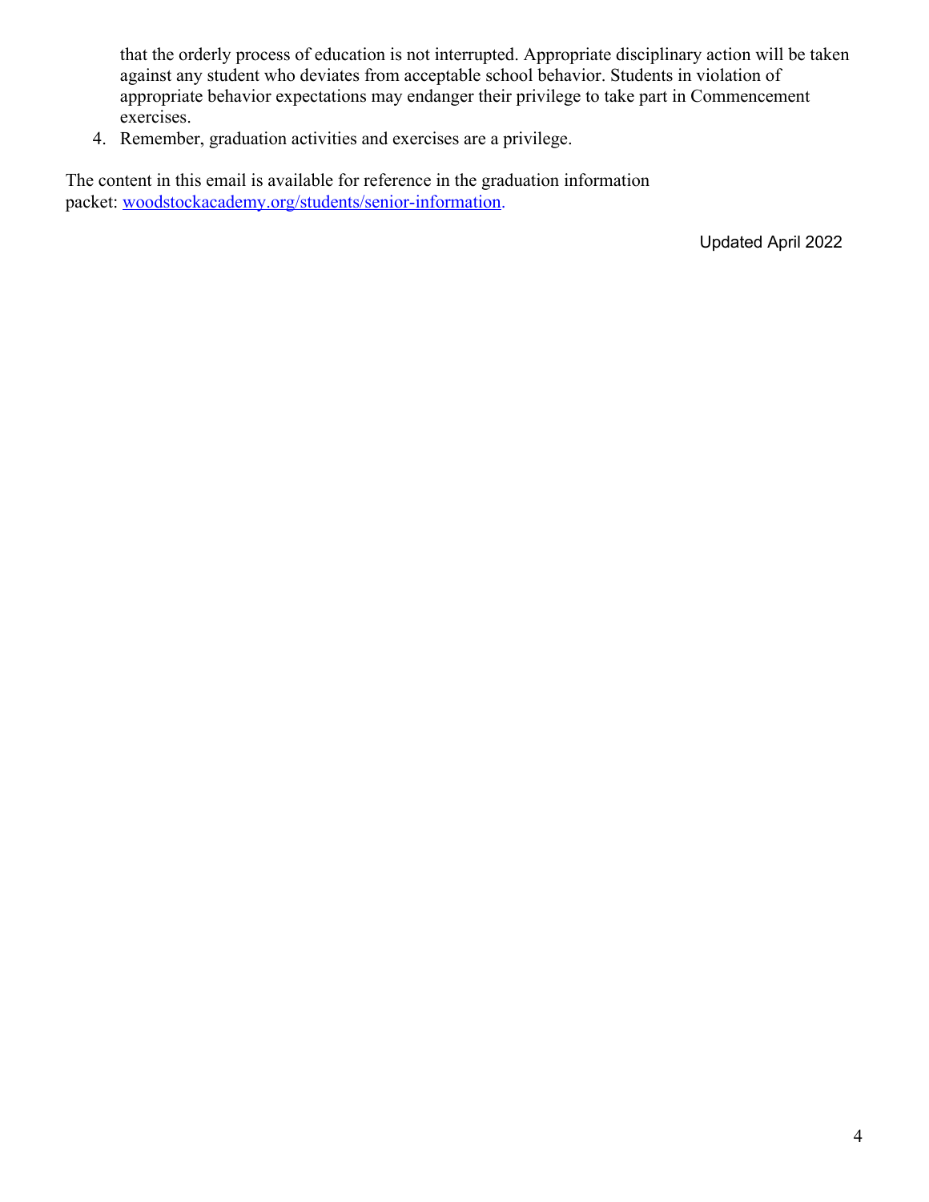that the orderly process of education is not interrupted. Appropriate disciplinary action will be taken against any student who deviates from acceptable school behavior. Students in violation of appropriate behavior expectations may endanger their privilege to take part in Commencement exercises.

4. Remember, graduation activities and exercises are a privilege.

The content in this email is available for reference in the graduation information packet: [woodstockacademy.org/students/senior-information](woodstockacademy.org/students/senior-information).

Updated April 2022